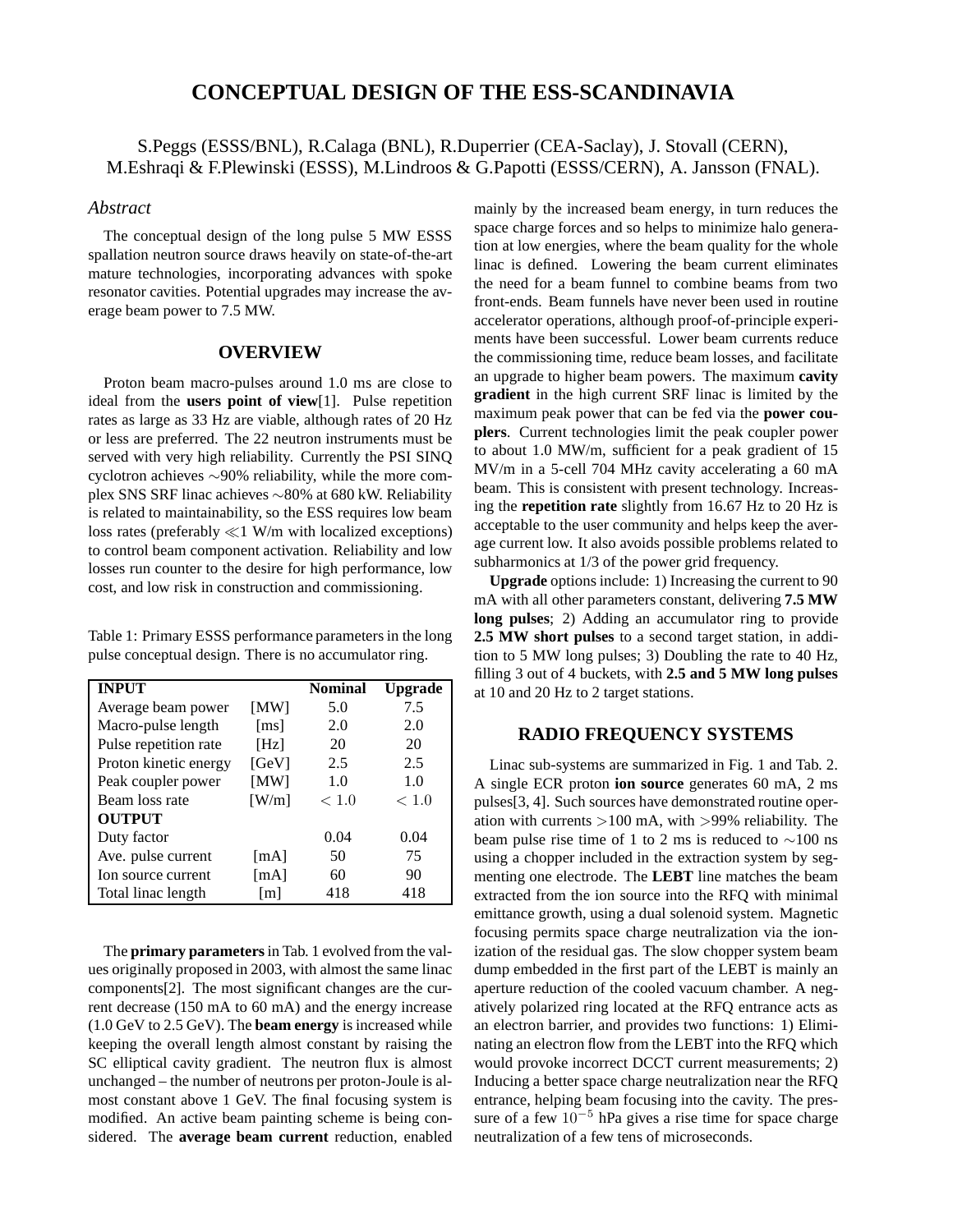# CONCEPTUAL DESIGN OF THE ESS-SCANDINAVIA

S.Peggs (ESSS/BNL), R.Calaga (BNL), R.Duperrier (CEA-Saclay), J. Stovall (CERN), M.Eshraqi & F.Plewinski (ESSS), M.Lindroos & G.Papotti (ESSS/CERN), A. Jansson (FNAL).

### *Abstract*

The conceptual design of the long pulse 5 MW ESSS spallation neutron source draws heavily on state-of-the-art mature technologies, incorporating advances with spoke resonator cavities. Potential upgrades may increase the average beam power to 7.5 MW.

## OVERVIEW

Proton beam macro-pulses around 1.0 ms are close to ideal from the **users point of view**[1]. Pulse repetition rates as large as 33 Hz are viable, although rates of 20 Hz or less are preferred. The 22 neutron instruments must be served with very high reliability. Currently the PSI SINQ cyclotron achieves ∼90% reliability, while the more complex SNS SRF linac achieves ∼80% at 680 kW. Reliability is related to maintainability, so the ESS requires low beam loss rates (preferably $\ll$1 W/m with localized exceptions) to control beam component activation. Reliability and low losses run counter to the desire for high performance, low cost, and low risk in construction and commissioning.

Table 1: Primary ESSS performance parameters in the long pulse conceptual design. There is no accumulator ring.

| **INPUT** | | **Nominal** | **Upgrade** |
|---|---|---|---|
| Average beam power | [MW] | 5.0 | 7.5 |
| Macro-pulse length | [ms] | 2.0 | 2.0 |
| Pulse repetition rate | [Hz] | 20 | 20 |
| Proton kinetic energy | [GeV] | 2.5 | 2.5 |
| Peak coupler power | [MW] | 1.0 | 1.0 |
| Beam loss rate | [W/m] | $< 1.0$ | $< 1.0$ |
| **OUTPUT** | | | |
| Duty factor | | 0.04 | 0.04 |
| Ave. pulse current | [mA] | 50 | 75 |
| Ion source current | [mA] | 60 | 90 |
| Total linac length | [m] | 418 | 418 |

The **primary parameters** in Tab. 1 evolved from the values originally proposed in 2003, with almost the same linac components[2]. The most significant changes are the current decrease (150 mA to 60 mA) and the energy increase (1.0 GeV to 2.5 GeV). The **beam energy** is increased while keeping the overall length almost constant by raising the SC elliptical cavity gradient. The neutron flux is almost unchanged – the number of neutrons per proton-Joule is almost constant above 1 GeV. The final focusing system is modified. An active beam painting scheme is being considered. The **average beam current** reduction, enabled mainly by the increased beam energy, in turn reduces the space charge forces and so helps to minimize halo generation at low energies, where the beam quality for the whole linac is defined. Lowering the beam current eliminates the need for a beam funnel to combine beams from two front-ends. Beam funnels have never been used in routine accelerator operations, although proof-of-principle experiments have been successful. Lower beam currents reduce the commissioning time, reduce beam losses, and facilitate an upgrade to higher beam powers. The maximum **cavity gradient** in the high current SRF linac is limited by the maximum peak power that can be fed via the **power couplers**. Current technologies limit the peak coupler power to about 1.0 MW/m, sufficient for a peak gradient of 15 MV/m in a 5-cell 704 MHz cavity accelerating a 60 mA beam. This is consistent with present technology. Increasing the **repetition rate** slightly from 16.67 Hz to 20 Hz is acceptable to the user community and helps keep the average current low. It also avoids possible problems related to subharmonics at 1/3 of the power grid frequency.

**Upgrade** options include: 1) Increasing the current to 90 mA with all other parameters constant, delivering **7.5 MW long pulses**; 2) Adding an accumulator ring to provide **2.5 MW short pulses** to a second target station, in addition to 5 MW long pulses; 3) Doubling the rate to 40 Hz, filling 3 out of 4 buckets, with **2.5 and 5 MW long pulses** at 10 and 20 Hz to 2 target stations.

## RADIO FREQUENCY SYSTEMS

Linac sub-systems are summarized in Fig. 1 and Tab. 2. A single ECR proton **ion source** generates 60 mA, 2 ms pulses[3, 4]. Such sources have demonstrated routine operation with currents >100 mA, with >99% reliability. The beam pulse rise time of 1 to 2 ms is reduced to ∼100 ns using a chopper included in the extraction system by segmenting one electrode. The **LEBT** line matches the beam extracted from the ion source into the RFQ with minimal emittance growth, using a dual solenoid system. Magnetic focusing permits space charge neutralization via the ionization of the residual gas. The slow chopper system beam dump embedded in the first part of the LEBT is mainly an aperture reduction of the cooled vacuum chamber. A negatively polarized ring located at the RFQ entrance acts as an electron barrier, and provides two functions: 1) Eliminating an electron flow from the LEBT into the RFQ which would provoke incorrect DCCT current measurements; 2) Inducing a better space charge neutralization near the RFQ entrance, helping beam focusing into the cavity. The pressure of a few $10^{-5}$ hPa gives a rise time for space charge neutralization of a few tens of microseconds.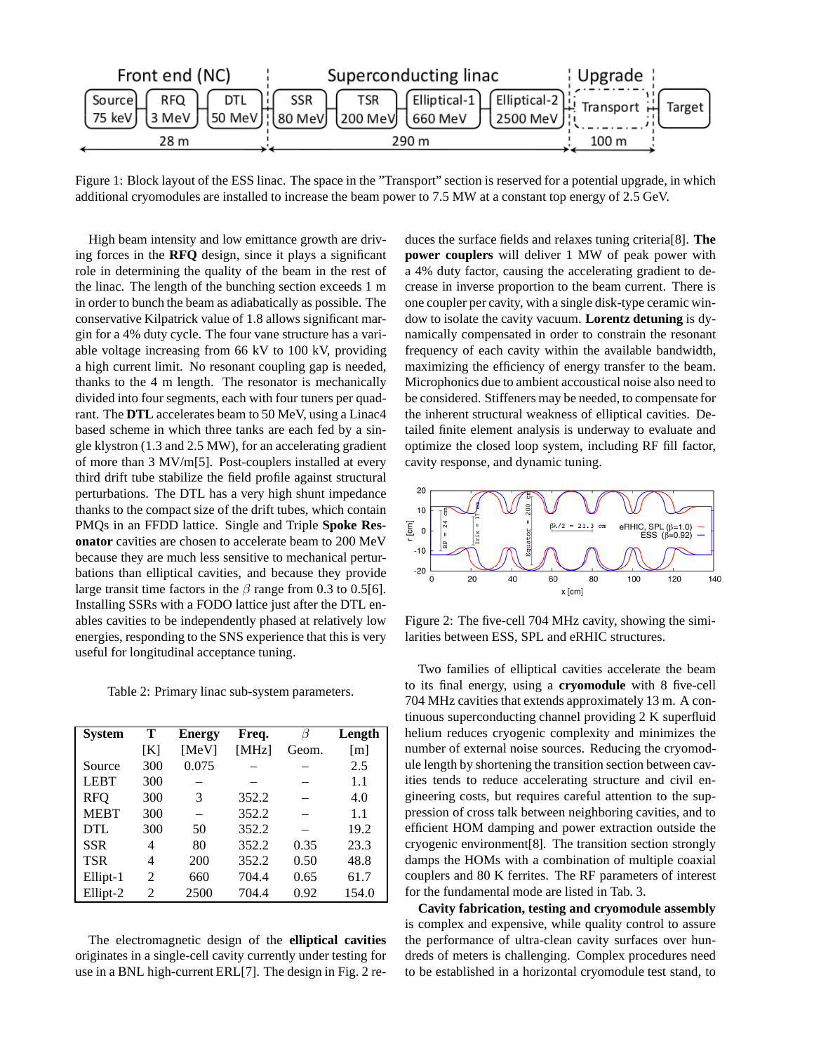Figure 1: Block layout of the ESS linac. The space in the "Transport" section is reserved for a potential upgrade, in which additional cryomodules are installed to increase the beam power to 7.5 MW at a constant top energy of 2.5 GeV.

High beam intensity and low emittance growth are driving forces in the **RFQ** design, since it plays a significant role in determining the quality of the beam in the rest of the linac. The length of the bunching section exceeds 1 m in order to bunch the beam as adiabatically as possible. The conservative Kilpatrick value of 1.8 allows significant margin for a 4% duty cycle. The four vane structure has a variable voltage increasing from 66 kV to 100 kV, providing a high current limit. No resonant coupling gap is needed, thanks to the 4 m length. The resonator is mechanically divided into four segments, each with four tuners per quadrant. The **DTL** accelerates beam to 50 MeV, using a Linac4 based scheme in which three tanks are each fed by a single klystron (1.3 and 2.5 MW), for an accelerating gradient of more than 3 MV/m[5]. Post-couplers installed at every third drift tube stabilize the field profile against structural perturbations. The DTL has a very high shunt impedance thanks to the compact size of the drift tubes, which contain PMQs in an FFDD lattice. Single and Triple **Spoke Resonator** cavities are chosen to accelerate beam to 200 MeV because they are much less sensitive to mechanical perturbations than elliptical cavities, and because they provide large transit time factors in the $\beta$ range from 0.3 to 0.5[6]. Installing SSRs with a FODO lattice just after the DTL enables cavities to be independently phased at relatively low energies, responding to the SNS experience that this is very useful for longitudinal acceptance tuning.

Table 2: Primary linac sub-system parameters.

| System | T [K] | Energy [MeV] | Freq. [MHz] | $\beta$ Geom. | Length [m] |
|---|---|---|---|---|---|
| Source | 300 | 0.075 | – | – | 2.5 |
| LEBT | 300 | – | – | – | 1.1 |
| RFQ | 300 | 3 | 352.2 | – | 4.0 |
| MEBT | 300 | – | 352.2 | – | 1.1 |
| DTL | 300 | 50 | 352.2 | – | 19.2 |
| SSR | 4 | 80 | 352.2 | 0.35 | 23.3 |
| TSR | 4 | 200 | 352.2 | 0.50 | 48.8 |
| Ellipt-1 | 2 | 660 | 704.4 | 0.65 | 61.7 |
| Ellipt-2 | 2 | 2500 | 704.4 | 0.92 | 154.0 |

The electromagnetic design of the **elliptical cavities** originates in a single-cell cavity currently under testing for use in a BNL high-current ERL[7]. The design in Fig. 2 reduces the surface fields and relaxes tuning criteria[8]. **The power couplers** will deliver 1 MW of peak power with a 4% duty factor, causing the accelerating gradient to decrease in inverse proportion to the beam current. There is one coupler per cavity, with a single disk-type ceramic window to isolate the cavity vacuum. **Lorentz detuning** is dynamically compensated in order to constrain the resonant frequency of each cavity within the available bandwidth, maximizing the efficiency of energy transfer to the beam. Microphonics due to ambient accoustical noise also need to be considered. Stiffeners may be needed, to compensate for the inherent structural weakness of elliptical cavities. Detailed finite element analysis is underway to evaluate and optimize the closed loop system, including RF fill factor, cavity response, and dynamic tuning.

Figure 2: The five-cell 704 MHz cavity, showing the similarities between ESS, SPL and eRHIC structures.

Two families of elliptical cavities accelerate the beam to its final energy, using a **cryomodule** with 8 five-cell 704 MHz cavities that extends approximately 13 m. A continuous superconducting channel providing 2 K superfluid helium reduces cryogenic complexity and minimizes the number of external noise sources. Reducing the cryomodule length by shortening the transition section between cavities tends to reduce accelerating structure and civil engineering costs, but requires careful attention to the suppression of cross talk between neighboring cavities, and to efficient HOM damping and power extraction outside the cryogenic environment[8]. The transition section strongly damps the HOMs with a combination of multiple coaxial couplers and 80 K ferrites. The RF parameters of interest for the fundamental mode are listed in Tab. 3.

**Cavity fabrication, testing and cryomodule assembly** is complex and expensive, while quality control to assure the performance of ultra-clean cavity surfaces over hundreds of meters is challenging. Complex procedures need to be established in a horizontal cryomodule test stand, to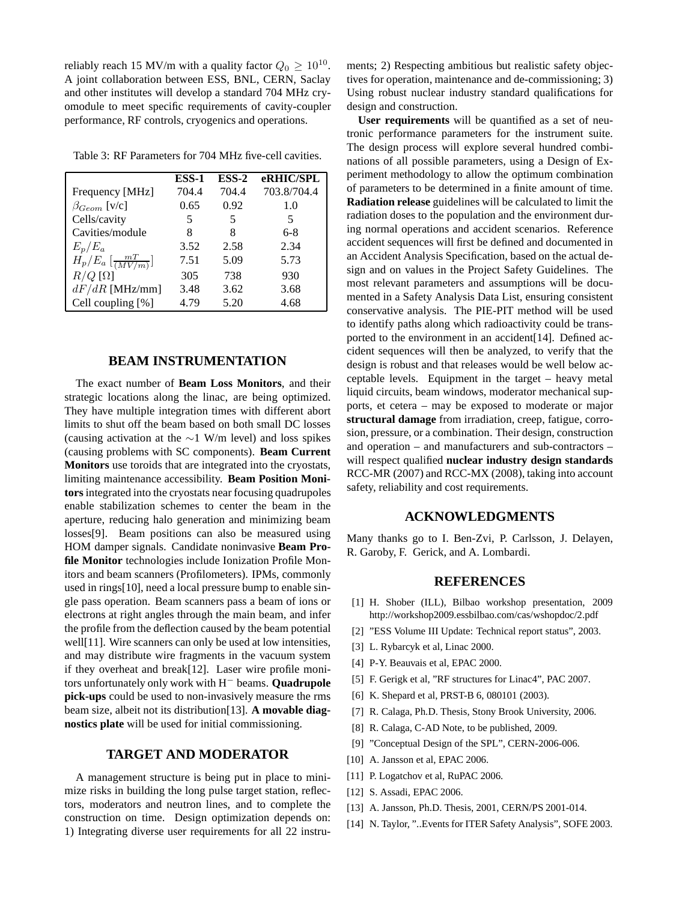reliably reach 15 MV/m with a quality factor $Q_0 \geq 10^{10}$. A joint collaboration between ESS, BNL, CERN, Saclay and other institutes will develop a standard 704 MHz cryomodule to meet specific requirements of cavity-coupler performance, RF controls, cryogenics and operations.

Table 3: RF Parameters for 704 MHz five-cell cavities.

| | ESS-1 | ESS-2 | eRHIC/SPL |
|---|---|---|---|
| Frequency [MHz] | 704.4 | 704.4 | 703.8/704.4 |
| $\beta_{Geom}$ [v/c] | 0.65 | 0.92 | 1.0 |
| Cells/cavity | 5 | 5 | 5 |
| Cavities/module | 8 | 8 | 6-8 |
| $E_p/E_a$ | 3.52 | 2.58 | 2.34 |
| $H_p/E_a$ [$\frac{mT}{(MV/m)}$] | 7.51 | 5.09 | 5.73 |
| $R/Q$ [$\Omega$] | 305 | 738 | 930 |
| $dF/dR$ [MHz/mm] | 3.48 | 3.62 | 3.68 |
| Cell coupling [%] | 4.79 | 5.20 | 4.68 |

## BEAM INSTRUMENTATION

The exact number of **Beam Loss Monitors**, and their strategic locations along the linac, are being optimized. They have multiple integration times with different abort limits to shut off the beam based on both small DC losses (causing activation at the $\sim$1 W/m level) and loss spikes (causing problems with SC components). **Beam Current Monitors** use toroids that are integrated into the cryostats, limiting maintenance accessibility. **Beam Position Monitors** integrated into the cryostats near focusing quadrupoles enable stabilization schemes to center the beam in the aperture, reducing halo generation and minimizing beam losses[9]. Beam positions can also be measured using HOM damper signals. Candidate noninvasive **Beam Profile Monitor** technologies include Ionization Profile Monitors and beam scanners (Profilometers). IPMs, commonly used in rings[10], need a local pressure bump to enable single pass operation. Beam scanners pass a beam of ions or electrons at right angles through the main beam, and infer the profile from the deflection caused by the beam potential well[11]. Wire scanners can only be used at low intensities, and may distribute wire fragments in the vacuum system if they overheat and break[12]. Laser wire profile monitors unfortunately only work with $H^-$ beams. **Quadrupole pick-ups** could be used to non-invasively measure the rms beam size, albeit not its distribution[13]. **A movable diagnostics plate** will be used for initial commissioning.

## TARGET AND MODERATOR

A management structure is being put in place to minimize risks in building the long pulse target station, reflectors, moderators and neutron lines, and to complete the construction on time. Design optimization depends on: 1) Integrating diverse user requirements for all 22 instruments; 2) Respecting ambitious but realistic safety objectives for operation, maintenance and de-commissioning; 3) Using robust nuclear industry standard qualifications for design and construction.

**User requirements** will be quantified as a set of neutronic performance parameters for the instrument suite. The design process will explore several hundred combinations of all possible parameters, using a Design of Experiment methodology to allow the optimum combination of parameters to be determined in a finite amount of time. **Radiation release** guidelines will be calculated to limit the radiation doses to the population and the environment during normal operations and accident scenarios. Reference accident sequences will first be defined and documented in an Accident Analysis Specification, based on the actual design and on values in the Project Safety Guidelines. The most relevant parameters and assumptions will be documented in a Safety Analysis Data List, ensuring consistent conservative analysis. The PIE-PIT method will be used to identify paths along which radioactivity could be transported to the environment in an accident[14]. Defined accident sequences will then be analyzed, to verify that the design is robust and that releases would be well below acceptable levels. Equipment in the target – heavy metal liquid circuits, beam windows, moderator mechanical supports, et cetera – may be exposed to moderate or major **structural damage** from irradiation, creep, fatigue, corrosion, pressure, or a combination. Their design, construction and operation – and manufacturers and sub-contractors – will respect qualified **nuclear industry design standards** RCC-MR (2007) and RCC-MX (2008), taking into account safety, reliability and cost requirements.

## ACKNOWLEDGMENTS

Many thanks go to I. Ben-Zvi, P. Carlsson, J. Delayen, R. Garoby, F. Gerick, and A. Lombardi.

## REFERENCES

[1] H. Shober (ILL), Bilbao workshop presentation, 2009 http://workshop2009.essbilbao.com/cas/wshopdoc/2.pdf

[2] "ESS Volume III Update: Technical report status", 2003.

[3] L. Rybarcyk et al, Linac 2000.

[4] P-Y. Beauvais et al, EPAC 2000.

[5] F. Gerigk et al, "RF structures for Linac4", PAC 2007.

[6] K. Shepard et al, PRST-B 6, 080101 (2003).

[7] R. Calaga, Ph.D. Thesis, Stony Brook University, 2006.

[8] R. Calaga, C-AD Note, to be published, 2009.

[9] "Conceptual Design of the SPL", CERN-2006-006.

[10] A. Jansson et al, EPAC 2006.

[11] P. Logatchov et al, RuPAC 2006.

[12] S. Assadi, EPAC 2006.

[13] A. Jansson, Ph.D. Thesis, 2001, CERN/PS 2001-014.

[14] N. Taylor, "..Events for ITER Safety Analysis", SOFE 2003.